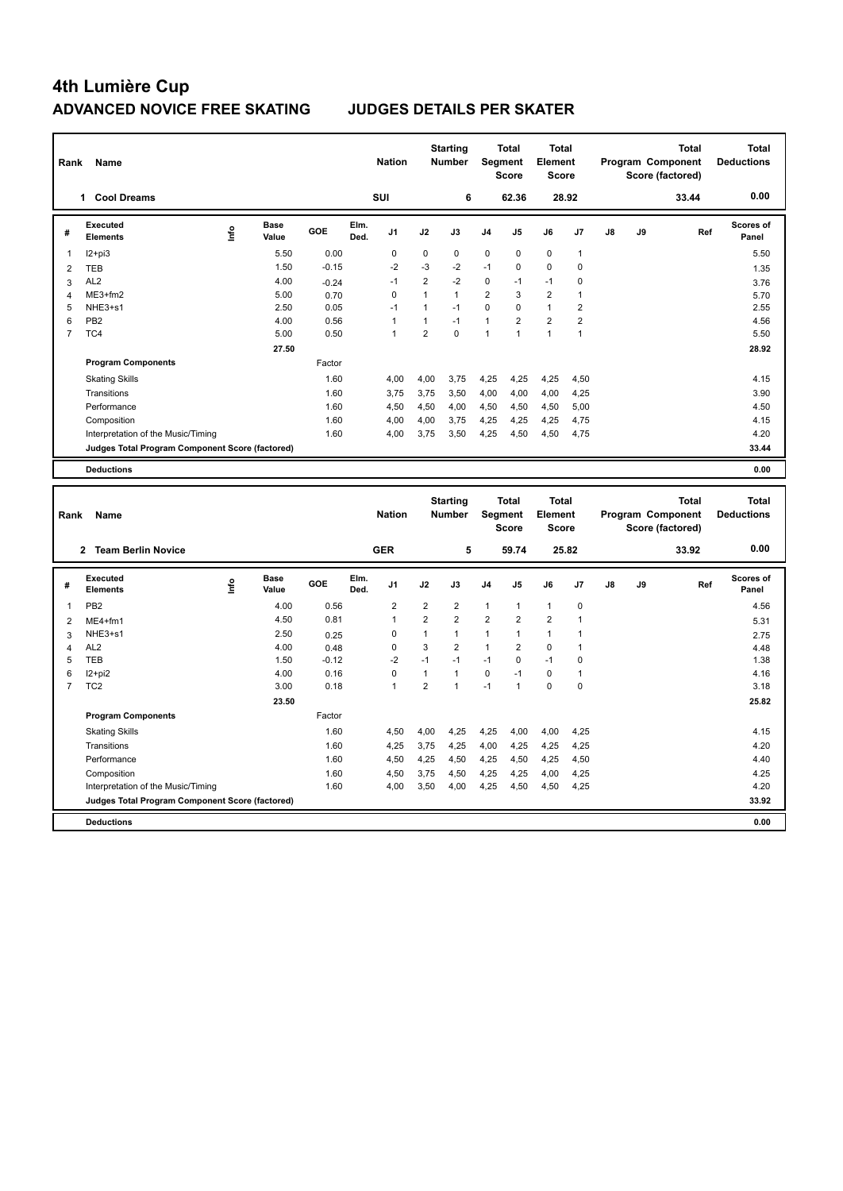# 4th Lumière Cup

## ADVANCED NOVICE FREE SKATING JUDGES DETAILS PER SKATER

| Rank | Name | Nation | Starting Number | Total Segment Score | Total Element Score | Total Program Component Score (factored) | Total Deductions |
|---|---|---|---|---|---|---|---|
| 1 | Cool Dreams | SUI | 6 | 62.36 | 28.92 | 33.44 | 0.00 |

| # | Executed Elements | Info | Base Value | GOE | Elm. Ded. | J1 | J2 | J3 | J4 | J5 | J6 | J7 | J8 | J9 | Ref | Scores of Panel |
|---|---|---|---|---|---|---|---|---|---|---|---|---|---|---|---|---|
| 1 | I2+pi3 | | 5.50 | 0.00 | | 0 | 0 | 0 | 0 | 0 | 0 | 1 | | | | 5.50 |
| 2 | TEB | | 1.50 | -0.15 | | -2 | -3 | -2 | -1 | 0 | 0 | 0 | | | | 1.35 |
| 3 | AL2 | | 4.00 | -0.24 | | -1 | 2 | -2 | 0 | -1 | -1 | 0 | | | | 3.76 |
| 4 | ME3+fm2 | | 5.00 | 0.70 | | 0 | 1 | 1 | 2 | 3 | 2 | 1 | | | | 5.70 |
| 5 | NHE3+s1 | | 2.50 | 0.05 | | -1 | 1 | -1 | 0 | 0 | 1 | 2 | | | | 2.55 |
| 6 | PB2 | | 4.00 | 0.56 | | 1 | 1 | -1 | 1 | 2 | 2 | 2 | | | | 4.56 |
| 7 | TC4 | | 5.00 | 0.50 | | 1 | 2 | 0 | 1 | 1 | 1 | 1 | | | | 5.50 |
| | | | 27.50 | | | | | | | | | | | | | 28.92 |
| | **Program Components** | | | Factor | | | | | | | | | | | | |
| | Skating Skills | | | 1.60 | | 4,00 | 4,00 | 3,75 | 4,25 | 4,25 | 4,25 | 4,50 | | | | 4.15 |
| | Transitions | | | 1.60 | | 3,75 | 3,75 | 3,50 | 4,00 | 4,00 | 4,00 | 4,25 | | | | 3.90 |
| | Performance | | | 1.60 | | 4,50 | 4,50 | 4,00 | 4,50 | 4,50 | 4,50 | 5,00 | | | | 4.50 |
| | Composition | | | 1.60 | | 4,00 | 4,00 | 3,75 | 4,25 | 4,25 | 4,25 | 4,75 | | | | 4.15 |
| | Interpretation of the Music/Timing | | | 1.60 | | 4,00 | 3,75 | 3,50 | 4,25 | 4,50 | 4,50 | 4,75 | | | | 4.20 |
| | **Judges Total Program Component Score (factored)** | | | | | | | | | | | | | | | 33.44 |
| | **Deductions** | | | | | | | | | | | | | | | 0.00 |

| Rank | Name | Nation | Starting Number | Total Segment Score | Total Element Score | Total Program Component Score (factored) | Total Deductions |
|---|---|---|---|---|---|---|---|
| 2 | Team Berlin Novice | GER | 5 | 59.74 | 25.82 | 33.92 | 0.00 |

| # | Executed Elements | Info | Base Value | GOE | Elm. Ded. | J1 | J2 | J3 | J4 | J5 | J6 | J7 | J8 | J9 | Ref | Scores of Panel |
|---|---|---|---|---|---|---|---|---|---|---|---|---|---|---|---|---|
| 1 | PB2 | | 4.00 | 0.56 | | 2 | 2 | 2 | 1 | 1 | 1 | 0 | | | | 4.56 |
| 2 | ME4+fm1 | | 4.50 | 0.81 | | 1 | 2 | 2 | 2 | 2 | 2 | 1 | | | | 5.31 |
| 3 | NHE3+s1 | | 2.50 | 0.25 | | 0 | 1 | 1 | 1 | 1 | 1 | 1 | | | | 2.75 |
| 4 | AL2 | | 4.00 | 0.48 | | 0 | 3 | 2 | 1 | 2 | 0 | 1 | | | | 4.48 |
| 5 | TEB | | 1.50 | -0.12 | | -2 | -1 | -1 | -1 | 0 | -1 | 0 | | | | 1.38 |
| 6 | I2+pi2 | | 4.00 | 0.16 | | 0 | 1 | 1 | 0 | -1 | 0 | 1 | | | | 4.16 |
| 7 | TC2 | | 3.00 | 0.18 | | 1 | 2 | 1 | -1 | 1 | 0 | 0 | | | | 3.18 |
| | | | 23.50 | | | | | | | | | | | | | 25.82 |
| | **Program Components** | | | Factor | | | | | | | | | | | | |
| | Skating Skills | | | 1.60 | | 4,50 | 4,00 | 4,25 | 4,25 | 4,00 | 4,00 | 4,25 | | | | 4.15 |
| | Transitions | | | 1.60 | | 4,25 | 3,75 | 4,25 | 4,00 | 4,25 | 4,25 | 4,25 | | | | 4.20 |
| | Performance | | | 1.60 | | 4,50 | 4,25 | 4,50 | 4,25 | 4,50 | 4,25 | 4,50 | | | | 4.40 |
| | Composition | | | 1.60 | | 4,50 | 3,75 | 4,50 | 4,25 | 4,25 | 4,00 | 4,25 | | | | 4.25 |
| | Interpretation of the Music/Timing | | | 1.60 | | 4,00 | 3,50 | 4,00 | 4,25 | 4,50 | 4,50 | 4,25 | | | | 4.20 |
| | **Judges Total Program Component Score (factored)** | | | | | | | | | | | | | | | 33.92 |
| | **Deductions** | | | | | | | | | | | | | | | 0.00 |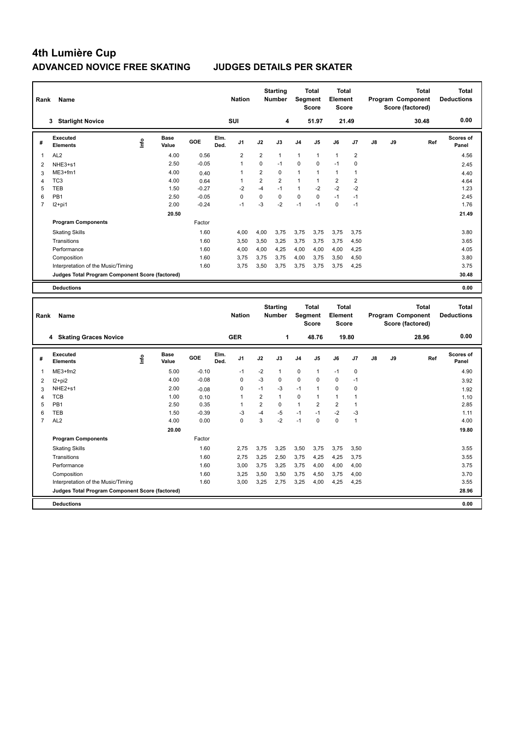# 4th Lumière Cup

## ADVANCED NOVICE FREE SKATING JUDGES DETAILS PER SKATER

| Rank | Name | Nation | Starting Number | Total Segment Score | Total Element Score | Total Program Component Score (factored) | Total Deductions |
|---|---|---|---|---|---|---|---|
| 3 | Starlight Novice | SUI | 4 | 51.97 | 21.49 | 30.48 | 0.00 |

| # | Executed Elements | Info | Base Value | GOE | Elm. Ded. | J1 | J2 | J3 | J4 | J5 | J6 | J7 | J8 | J9 | Ref | Scores of Panel |
|---|---|---|---|---|---|---|---|---|---|---|---|---|---|---|---|---|
| 1 | AL2 | | 4.00 | 0.56 | | 2 | 2 | 1 | 1 | 1 | 1 | 2 | | | | 4.56 |
| 2 | NHE3+s1 | | 2.50 | -0.05 | | 1 | 0 | -1 | 0 | 0 | -1 | 0 | | | | 2.45 |
| 3 | ME3+fm1 | | 4.00 | 0.40 | | 1 | 2 | 0 | 1 | 1 | 1 | 1 | | | | 4.40 |
| 4 | TC3 | | 4.00 | 0.64 | | 1 | 2 | 2 | 1 | 1 | 2 | 2 | | | | 4.64 |
| 5 | TEB | | 1.50 | -0.27 | | -2 | -4 | -1 | 1 | -2 | -2 | -2 | | | | 1.23 |
| 6 | PB1 | | 2.50 | -0.05 | | 0 | 0 | 0 | 0 | 0 | -1 | -1 | | | | 2.45 |
| 7 | I2+pi1 | | 2.00 | -0.24 | | -1 | -3 | -2 | -1 | -1 | 0 | -1 | | | | 1.76 |
| | | | 20.50 | | | | | | | | | | | | | 21.49 |
| | **Program Components** | | | Factor | | | | | | | | | | | | |
| | Skating Skills | | | 1.60 | | 4,00 | 4,00 | 3,75 | 3,75 | 3,75 | 3,75 | 3,75 | | | | 3.80 |
| | Transitions | | | 1.60 | | 3,50 | 3,50 | 3,25 | 3,75 | 3,75 | 3,75 | 4,50 | | | | 3.65 |
| | Performance | | | 1.60 | | 4,00 | 4,00 | 4,25 | 4,00 | 4,00 | 4,00 | 4,25 | | | | 4.05 |
| | Composition | | | 1.60 | | 3,75 | 3,75 | 3,75 | 4,00 | 3,75 | 3,50 | 4,50 | | | | 3.80 |
| | Interpretation of the Music/Timing | | | 1.60 | | 3,75 | 3,50 | 3,75 | 3,75 | 3,75 | 3,75 | 4,25 | | | | 3.75 |
| | **Judges Total Program Component Score (factored)** | | | | | | | | | | | | | | | 30.48 |
| | **Deductions** | | | | | | | | | | | | | | | 0.00 |

| Rank | Name | Nation | Starting Number | Total Segment Score | Total Element Score | Total Program Component Score (factored) | Total Deductions |
|---|---|---|---|---|---|---|---|
| 4 | Skating Graces Novice | GER | 1 | 48.76 | 19.80 | 28.96 | 0.00 |

| # | Executed Elements | Info | Base Value | GOE | Elm. Ded. | J1 | J2 | J3 | J4 | J5 | J6 | J7 | J8 | J9 | Ref | Scores of Panel |
|---|---|---|---|---|---|---|---|---|---|---|---|---|---|---|---|---|
| 1 | ME3+fm2 | | 5.00 | -0.10 | | -1 | -2 | 1 | 0 | 1 | -1 | 0 | | | | 4.90 |
| 2 | I2+pi2 | | 4.00 | -0.08 | | 0 | -3 | 0 | 0 | 0 | 0 | -1 | | | | 3.92 |
| 3 | NHE2+s1 | | 2.00 | -0.08 | | 0 | -1 | -3 | -1 | 1 | 0 | 0 | | | | 1.92 |
| 4 | TCB | | 1.00 | 0.10 | | 1 | 2 | 1 | 0 | 1 | 1 | 1 | | | | 1.10 |
| 5 | PB1 | | 2.50 | 0.35 | | 1 | 2 | 0 | 1 | 2 | 2 | 1 | | | | 2.85 |
| 6 | TEB | | 1.50 | -0.39 | | -3 | -4 | -5 | -1 | -1 | -2 | -3 | | | | 1.11 |
| 7 | AL2 | | 4.00 | 0.00 | | 0 | 3 | -2 | -1 | 0 | 0 | 1 | | | | 4.00 |
| | | | 20.00 | | | | | | | | | | | | | 19.80 |
| | **Program Components** | | | Factor | | | | | | | | | | | | |
| | Skating Skills | | | 1.60 | | 2,75 | 3,75 | 3,25 | 3,50 | 3,75 | 3,75 | 3,50 | | | | 3.55 |
| | Transitions | | | 1.60 | | 2,75 | 3,25 | 2,50 | 3,75 | 4,25 | 4,25 | 3,75 | | | | 3.55 |
| | Performance | | | 1.60 | | 3,00 | 3,75 | 3,25 | 3,75 | 4,00 | 4,00 | 4,00 | | | | 3.75 |
| | Composition | | | 1.60 | | 3,25 | 3,50 | 3,50 | 3,75 | 4,50 | 3,75 | 4,00 | | | | 3.70 |
| | Interpretation of the Music/Timing | | | 1.60 | | 3,00 | 3,25 | 2,75 | 3,25 | 4,00 | 4,25 | 4,25 | | | | 3.55 |
| | **Judges Total Program Component Score (factored)** | | | | | | | | | | | | | | | 28.96 |
| | **Deductions** | | | | | | | | | | | | | | | 0.00 |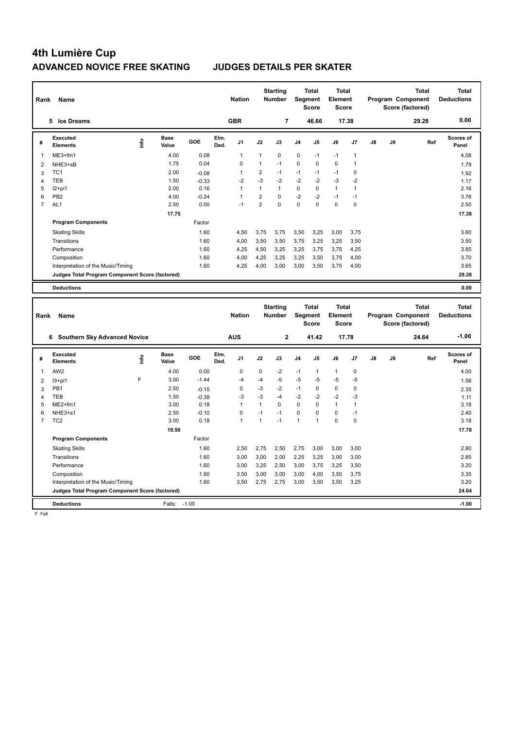# 4th Lumière Cup

## ADVANCED NOVICE FREE SKATING JUDGES DETAILS PER SKATER

| Rank | Name | Nation | Starting Number | Total Segment Score | Total Element Score | Total Program Component Score (factored) | Total Deductions |
|---|---|---|---|---|---|---|---|
| 5 | Ice Dreams | GBR | 7 | 46.66 | 17.38 | 29.28 | 0.00 |

| # | Executed Elements | Info | Base Value | GOE | Elm. Ded. | J1 | J2 | J3 | J4 | J5 | J6 | J7 | J8 | J9 | Ref | Scores of Panel |
|---|---|---|---|---|---|---|---|---|---|---|---|---|---|---|---|---|
| 1 | ME3+fm1 | | 4.00 | 0.08 | | 1 | 1 | 0 | 0 | -1 | -1 | 1 | | | | 4.08 |
| 2 | NHE3+sB | | 1.75 | 0.04 | | 0 | 1 | -1 | 0 | 0 | 0 | 1 | | | | 1.79 |
| 3 | TC1 | | 2.00 | -0.08 | | 1 | 2 | -1 | -1 | -1 | -1 | 0 | | | | 1.92 |
| 4 | TEB | | 1.50 | -0.33 | | -2 | -3 | -2 | -2 | -2 | -3 | -2 | | | | 1.17 |
| 5 | I2+pi1 | | 2.00 | 0.16 | | 1 | 1 | 1 | 0 | 0 | 1 | 1 | | | | 2.16 |
| 6 | PB2 | | 4.00 | -0.24 | | 1 | 2 | 0 | -2 | -2 | -1 | -1 | | | | 3.76 |
| 7 | AL1 | | 2.50 | 0.00 | | -1 | 2 | 0 | 0 | 0 | 0 | 0 | | | | 2.50 |
| | | | 17.75 | | | | | | | | | | | | | 17.38 |
| | **Program Components** | | | Factor | | | | | | | | | | | | |
| | Skating Skills | | | 1.60 | | 4,50 | 3,75 | 3,75 | 3,50 | 3,25 | 3,00 | 3,75 | | | | 3.60 |
| | Transitions | | | 1.60 | | 4,00 | 3,50 | 3,50 | 3,75 | 3,25 | 3,25 | 3,50 | | | | 3.50 |
| | Performance | | | 1.60 | | 4,25 | 4,50 | 3,25 | 3,25 | 3,75 | 3,75 | 4,25 | | | | 3.85 |
| | Composition | | | 1.60 | | 4,00 | 4,25 | 3,25 | 3,25 | 3,50 | 3,75 | 4,00 | | | | 3.70 |
| | Interpretation of the Music/Timing | | | 1.60 | | 4,25 | 4,00 | 3,00 | 3,00 | 3,50 | 3,75 | 4,00 | | | | 3.65 |
| | **Judges Total Program Component Score (factored)** | | | | | | | | | | | | | | | 29.28 |
| | **Deductions** | | | | | | | | | | | | | | | 0.00 |

| Rank | Name | Nation | Starting Number | Total Segment Score | Total Element Score | Total Program Component Score (factored) | Total Deductions |
|---|---|---|---|---|---|---|---|
| 6 | Southern Sky Advanced Novice | AUS | 2 | 41.42 | 17.78 | 24.64 | -1.00 |

| # | Executed Elements | Info | Base Value | GOE | Elm. Ded. | J1 | J2 | J3 | J4 | J5 | J6 | J7 | J8 | J9 | Ref | Scores of Panel |
|---|---|---|---|---|---|---|---|---|---|---|---|---|---|---|---|---|
| 1 | AW2 | | 4.00 | 0.00 | | 0 | 0 | -2 | -1 | 1 | 1 | 0 | | | | 4.00 |
| 2 | I3+pi1 | F | 3.00 | -1.44 | | -4 | -4 | -5 | -5 | -5 | -5 | -5 | | | | 1.56 |
| 3 | PB1 | | 2.50 | -0.15 | | 0 | -3 | -2 | -1 | 0 | 0 | 0 | | | | 2.35 |
| 4 | TEB | | 1.50 | -0.39 | | -3 | -3 | -4 | -2 | -2 | -2 | -3 | | | | 1.11 |
| 5 | ME2+fm1 | | 3.00 | 0.18 | | 1 | 1 | 0 | 0 | 0 | 1 | 1 | | | | 3.18 |
| 6 | NHE3+s1 | | 2.50 | -0.10 | | 0 | -1 | -1 | 0 | 0 | 0 | -1 | | | | 2.40 |
| 7 | TC2 | | 3.00 | 0.18 | | 1 | 1 | -1 | 1 | 1 | 0 | 0 | | | | 3.18 |
| | | | 19.50 | | | | | | | | | | | | | 17.78 |
| | **Program Components** | | | Factor | | | | | | | | | | | | |
| | Skating Skills | | | 1.60 | | 2,50 | 2,75 | 2,50 | 2,75 | 3,00 | 3,00 | 3,00 | | | | 2.80 |
| | Transitions | | | 1.60 | | 3,00 | 3,00 | 2,00 | 2,25 | 3,25 | 3,00 | 3,00 | | | | 2.85 |
| | Performance | | | 1.60 | | 3,00 | 3,25 | 2,50 | 3,00 | 3,75 | 3,25 | 3,50 | | | | 3.20 |
| | Composition | | | 1.60 | | 3,50 | 3,00 | 3,00 | 3,00 | 4,00 | 3,50 | 3,75 | | | | 3.35 |
| | Interpretation of the Music/Timing | | | 1.60 | | 3,50 | 2,75 | 2,75 | 3,00 | 3,50 | 3,50 | 3,25 | | | | 3.20 |
| | **Judges Total Program Component Score (factored)** | | | | | | | | | | | | | | | 24.64 |
| | **Deductions** | | Falls: | -1.00 | | | | | | | | | | | | -1.00 |

F Fall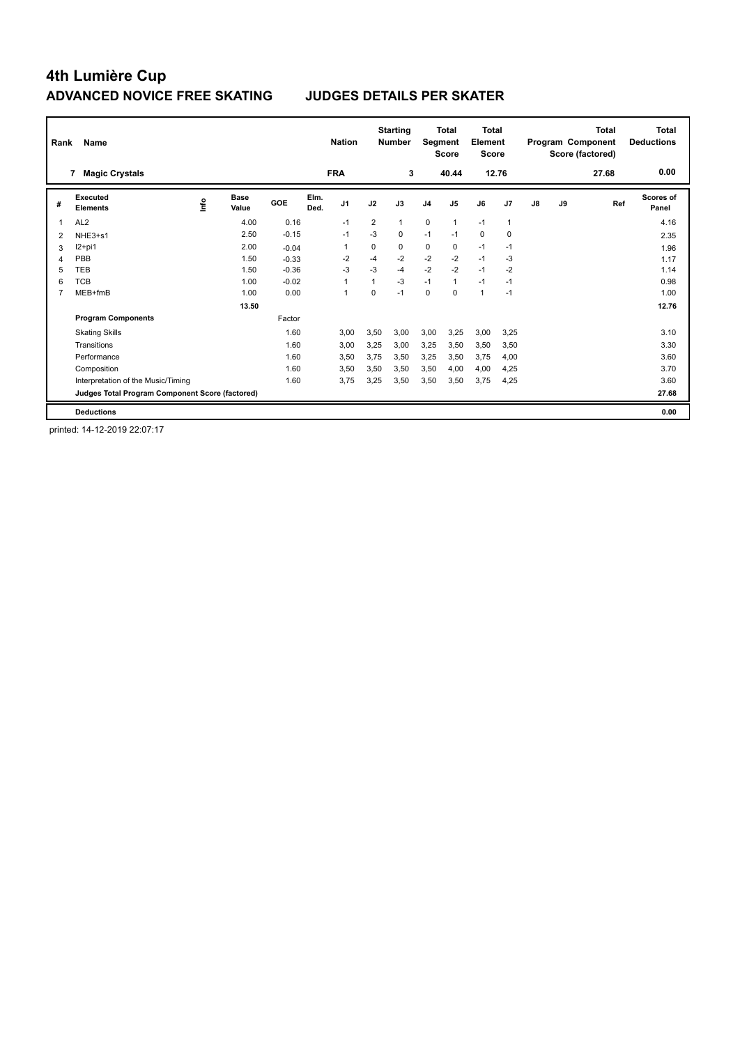# 4th Lumière Cup

## ADVANCED NOVICE FREE SKATING JUDGES DETAILS PER SKATER

| Rank | Name | | | | Nation | | Starting Number | | Total Segment Score | | Total Element Score | | Program Component Score (factored) | | Total Deductions |
|---|---|---|---|---|---|---|---|---|---|---|---|---|---|---|---|
| 7 | Magic Crystals | | | | FRA | | 3 | | 40.44 | | 12.76 | | 27.68 | | 0.00 |

| # | Executed Elements | Info | Base Value | GOE | Elm. Ded. | J1 | J2 | J3 | J4 | J5 | J6 | J7 | J8 | J9 | Ref | Scores of Panel |
|---|---|---|---|---|---|---|---|---|---|---|---|---|---|---|---|---|
| 1 | AL2 | | 4.00 | 0.16 | | -1 | 2 | 1 | 0 | 1 | -1 | 1 | | | | 4.16 |
| 2 | NHE3+s1 | | 2.50 | -0.15 | | -1 | -3 | 0 | -1 | -1 | 0 | 0 | | | | 2.35 |
| 3 | I2+pi1 | | 2.00 | -0.04 | | 1 | 0 | 0 | 0 | 0 | -1 | -1 | | | | 1.96 |
| 4 | PBB | | 1.50 | -0.33 | | -2 | -4 | -2 | -2 | -2 | -1 | -3 | | | | 1.17 |
| 5 | TEB | | 1.50 | -0.36 | | -3 | -3 | -4 | -2 | -2 | -1 | -2 | | | | 1.14 |
| 6 | TCB | | 1.00 | -0.02 | | 1 | 1 | -3 | -1 | 1 | -1 | -1 | | | | 0.98 |
| 7 | MEB+fmB | | 1.00 | 0.00 | | 1 | 0 | -1 | 0 | 0 | 1 | -1 | | | | 1.00 |
| | | | 13.50 | | | | | | | | | | | | | 12.76 |
| | **Program Components** | | | Factor | | | | | | | | | | | | |
| | Skating Skills | | | 1.60 | | 3,00 | 3,50 | 3,00 | 3,00 | 3,25 | 3,00 | 3,25 | | | | 3.10 |
| | Transitions | | | 1.60 | | 3,00 | 3,25 | 3,00 | 3,25 | 3,50 | 3,50 | 3,50 | | | | 3.30 |
| | Performance | | | 1.60 | | 3,50 | 3,75 | 3,50 | 3,25 | 3,50 | 3,75 | 4,00 | | | | 3.60 |
| | Composition | | | 1.60 | | 3,50 | 3,50 | 3,50 | 3,50 | 4,00 | 4,00 | 4,25 | | | | 3.70 |
| | Interpretation of the Music/Timing | | | 1.60 | | 3,75 | 3,25 | 3,50 | 3,50 | 3,50 | 3,75 | 4,25 | | | | 3.60 |
| | **Judges Total Program Component Score (factored)** | | | | | | | | | | | | | | | 27.68 |
| | **Deductions** | | | | | | | | | | | | | | | 0.00 |

printed: 14-12-2019 22:07:17